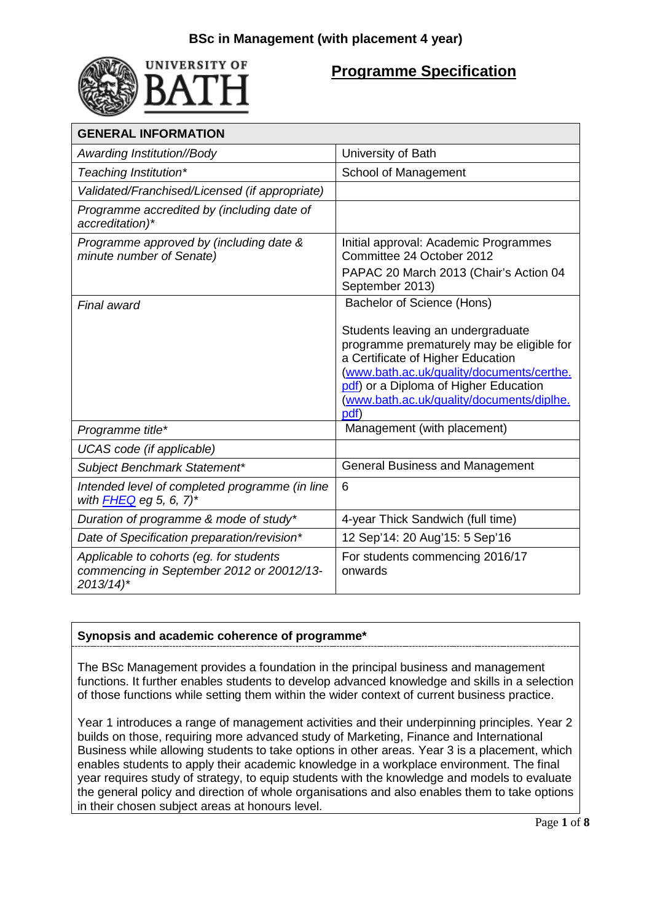# BSc in Management (with placement 4 year)

## Programme Specification

| GENERAL INFORMATION | |
|---|---|
| *Awarding Institution//Body* | University of Bath |
| *Teaching Institution** | School of Management |
| *Validated/Franchised/Licensed (if appropriate)* | |
| *Programme accredited by (including date of accreditation)** | |
| *Programme approved by (including date & minute number of Senate)* | Initial approval: Academic Programmes Committee 24 October 2012<br>PAPAC 20 March 2013 (Chair's Action 04 September 2013) |
| *Final award* | Bachelor of Science (Hons)<br><br>Students leaving an undergraduate programme prematurely may be eligible for a Certificate of Higher Education (www.bath.ac.uk/quality/documents/certhe.pdf) or a Diploma of Higher Education (www.bath.ac.uk/quality/documents/diplhe.pdf) |
| *Programme title** | Management (with placement) |
| *UCAS code (if applicable)* | |
| *Subject Benchmark Statement** | General Business and Management |
| *Intended level of completed programme (in line with FHEQ eg 5, 6, 7)** | 6 |
| *Duration of programme & mode of study** | 4-year Thick Sandwich (full time) |
| *Date of Specification preparation/revision** | 12 Sep'14: 20 Aug'15: 5 Sep'16 |
| *Applicable to cohorts (eg. for students commencing in September 2012 or 20012/13-2013/14)** | For students commencing 2016/17 onwards |

**Synopsis and academic coherence of programme***

The BSc Management provides a foundation in the principal business and management functions. It further enables students to develop advanced knowledge and skills in a selection of those functions while setting them within the wider context of current business practice.

Year 1 introduces a range of management activities and their underpinning principles. Year 2 builds on those, requiring more advanced study of Marketing, Finance and International Business while allowing students to take options in other areas. Year 3 is a placement, which enables students to apply their academic knowledge in a workplace environment. The final year requires study of strategy, to equip students with the knowledge and models to evaluate the general policy and direction of whole organisations and also enables them to take options in their chosen subject areas at honours level.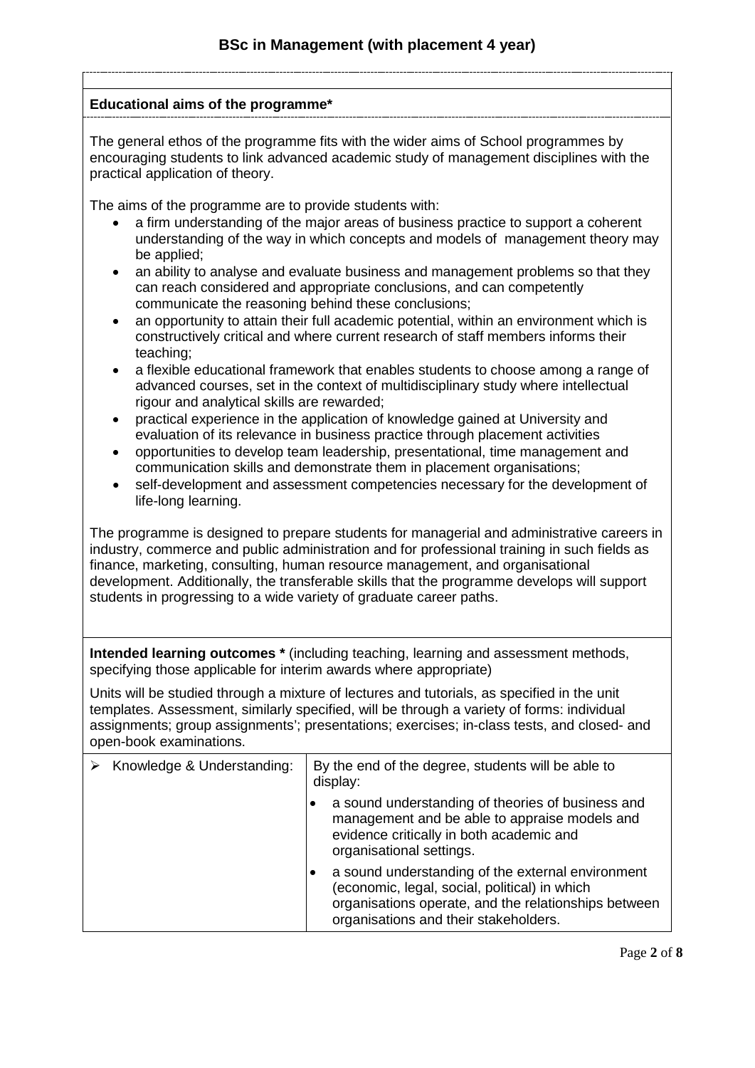# BSc in Management (with placement 4 year)

**Educational aims of the programme***

The general ethos of the programme fits with the wider aims of School programmes by encouraging students to link advanced academic study of management disciplines with the practical application of theory.

The aims of the programme are to provide students with:

- a firm understanding of the major areas of business practice to support a coherent understanding of the way in which concepts and models of management theory may be applied;
- an ability to analyse and evaluate business and management problems so that they can reach considered and appropriate conclusions, and can competently communicate the reasoning behind these conclusions;
- an opportunity to attain their full academic potential, within an environment which is constructively critical and where current research of staff members informs their teaching;
- a flexible educational framework that enables students to choose among a range of advanced courses, set in the context of multidisciplinary study where intellectual rigour and analytical skills are rewarded;
- practical experience in the application of knowledge gained at University and evaluation of its relevance in business practice through placement activities
- opportunities to develop team leadership, presentational, time management and communication skills and demonstrate them in placement organisations;
- self-development and assessment competencies necessary for the development of life-long learning.

The programme is designed to prepare students for managerial and administrative careers in industry, commerce and public administration and for professional training in such fields as finance, marketing, consulting, human resource management, and organisational development. Additionally, the transferable skills that the programme develops will support students in progressing to a wide variety of graduate career paths.

**Intended learning outcomes *** (including teaching, learning and assessment methods, specifying those applicable for interim awards where appropriate)

Units will be studied through a mixture of lectures and tutorials, as specified in the unit templates. Assessment, similarly specified, will be through a variety of forms: individual assignments; group assignments'; presentations; exercises; in-class tests, and closed- and open-book examinations.

| | |
|---|---|
| ➢ Knowledge & Understanding: | By the end of the degree, students will be able to display:<br>• a sound understanding of theories of business and management and be able to appraise models and evidence critically in both academic and organisational settings.<br>• a sound understanding of the external environment (economic, legal, social, political) in which organisations operate, and the relationships between organisations and their stakeholders. |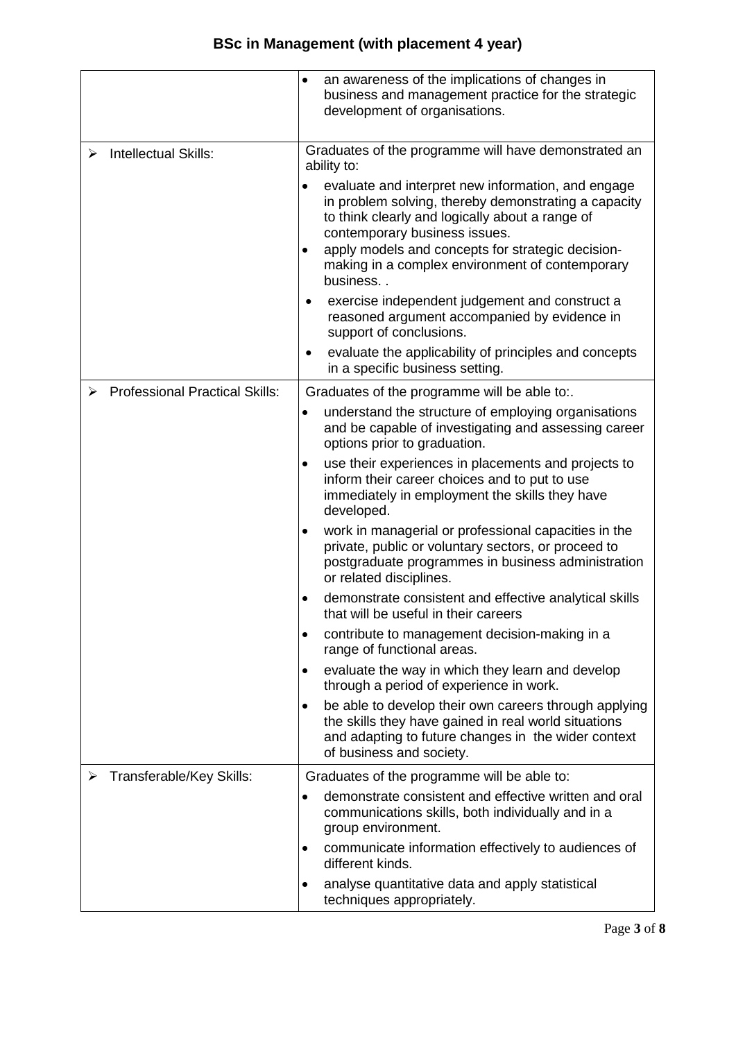# BSc in Management (with placement 4 year)

| | |
|---|---|
| | • an awareness of the implications of changes in business and management practice for the strategic development of organisations. |
| ➢ Intellectual Skills: | Graduates of the programme will have demonstrated an ability to:<br>• evaluate and interpret new information, and engage in problem solving, thereby demonstrating a capacity to think clearly and logically about a range of contemporary business issues.<br>• apply models and concepts for strategic decision-making in a complex environment of contemporary business. .<br>• exercise independent judgement and construct a reasoned argument accompanied by evidence in support of conclusions.<br>• evaluate the applicability of principles and concepts in a specific business setting. |
| ➢ Professional Practical Skills: | Graduates of the programme will be able to:.<br>• understand the structure of employing organisations and be capable of investigating and assessing career options prior to graduation.<br>• use their experiences in placements and projects to inform their career choices and to put to use immediately in employment the skills they have developed.<br>• work in managerial or professional capacities in the private, public or voluntary sectors, or proceed to postgraduate programmes in business administration or related disciplines.<br>• demonstrate consistent and effective analytical skills that will be useful in their careers<br>• contribute to management decision-making in a range of functional areas.<br>• evaluate the way in which they learn and develop through a period of experience in work.<br>• be able to develop their own careers through applying the skills they have gained in real world situations and adapting to future changes in the wider context of business and society. |
| ➢ Transferable/Key Skills: | Graduates of the programme will be able to:<br>• demonstrate consistent and effective written and oral communications skills, both individually and in a group environment.<br>• communicate information effectively to audiences of different kinds.<br>• analyse quantitative data and apply statistical techniques appropriately. |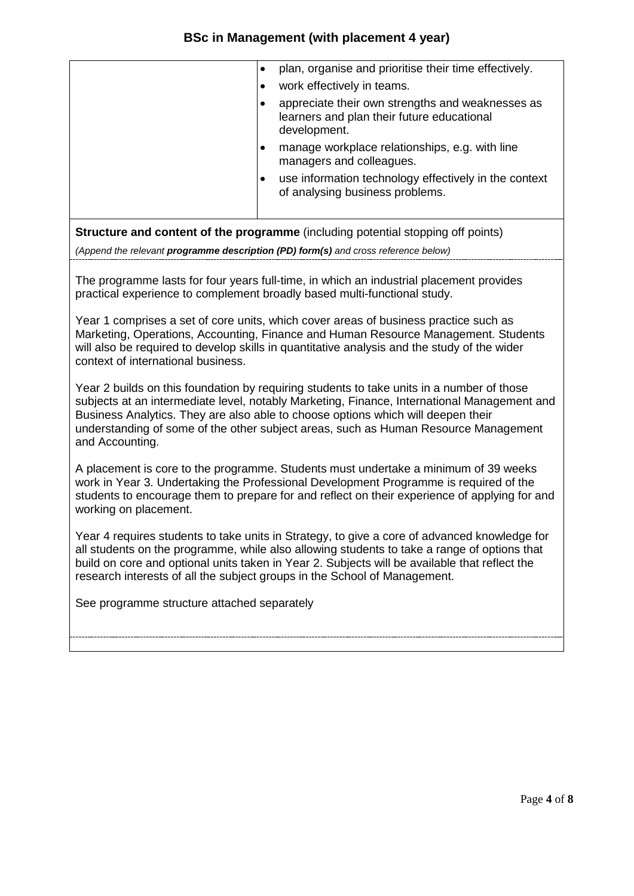|  |  |
|---|---|
|  | - plan, organise and prioritise their time effectively.<br>- work effectively in teams.<br>- appreciate their own strengths and weaknesses as learners and plan their future educational development.<br>- manage workplace relationships, e.g. with line managers and colleagues.<br>- use information technology effectively in the context of analysing business problems. |

**Structure and content of the programme** (including potential stopping off points)

*(Append the relevant **programme description (PD) form(s)** and cross reference below)*

The programme lasts for four years full-time, in which an industrial placement provides practical experience to complement broadly based multi-functional study.

Year 1 comprises a set of core units, which cover areas of business practice such as Marketing, Operations, Accounting, Finance and Human Resource Management. Students will also be required to develop skills in quantitative analysis and the study of the wider context of international business.

Year 2 builds on this foundation by requiring students to take units in a number of those subjects at an intermediate level, notably Marketing, Finance, International Management and Business Analytics. They are also able to choose options which will deepen their understanding of some of the other subject areas, such as Human Resource Management and Accounting.

A placement is core to the programme. Students must undertake a minimum of 39 weeks work in Year 3. Undertaking the Professional Development Programme is required of the students to encourage them to prepare for and reflect on their experience of applying for and working on placement.

Year 4 requires students to take units in Strategy, to give a core of advanced knowledge for all students on the programme, while also allowing students to take a range of options that build on core and optional units taken in Year 2. Subjects will be available that reflect the research interests of all the subject groups in the School of Management.

See programme structure attached separately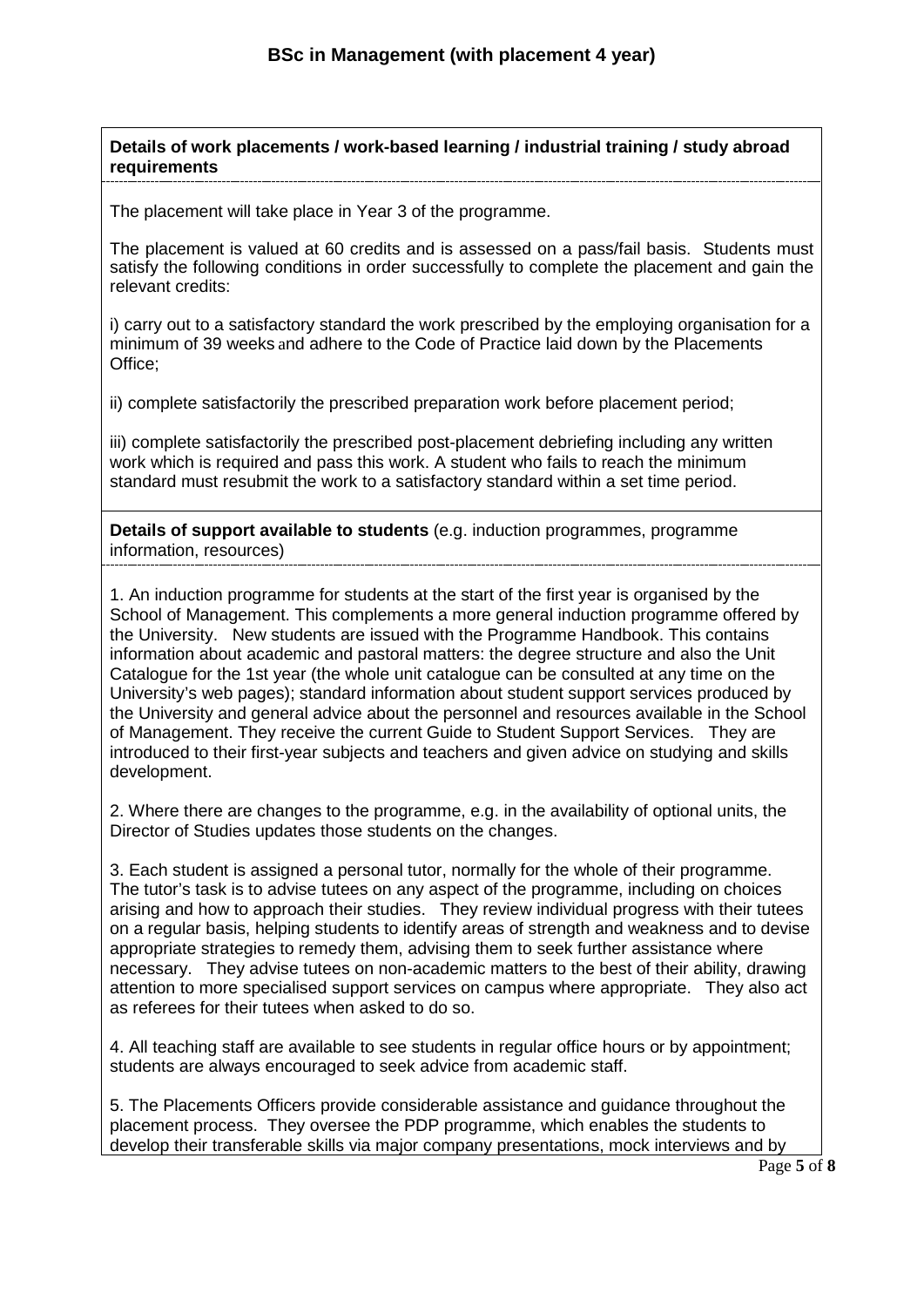## BSc in Management (with placement 4 year)

**Details of work placements / work-based learning / industrial training / study abroad requirements**

The placement will take place in Year 3 of the programme.

The placement is valued at 60 credits and is assessed on a pass/fail basis. Students must satisfy the following conditions in order successfully to complete the placement and gain the relevant credits:

i) carry out to a satisfactory standard the work prescribed by the employing organisation for a minimum of 39 weeks and adhere to the Code of Practice laid down by the Placements Office;

ii) complete satisfactorily the prescribed preparation work before placement period;

iii) complete satisfactorily the prescribed post-placement debriefing including any written work which is required and pass this work. A student who fails to reach the minimum standard must resubmit the work to a satisfactory standard within a set time period.

**Details of support available to students** (e.g. induction programmes, programme information, resources)

1. An induction programme for students at the start of the first year is organised by the School of Management. This complements a more general induction programme offered by the University. New students are issued with the Programme Handbook. This contains information about academic and pastoral matters: the degree structure and also the Unit Catalogue for the 1st year (the whole unit catalogue can be consulted at any time on the University's web pages); standard information about student support services produced by the University and general advice about the personnel and resources available in the School of Management. They receive the current Guide to Student Support Services. They are introduced to their first-year subjects and teachers and given advice on studying and skills development.

2. Where there are changes to the programme, e.g. in the availability of optional units, the Director of Studies updates those students on the changes.

3. Each student is assigned a personal tutor, normally for the whole of their programme. The tutor's task is to advise tutees on any aspect of the programme, including on choices arising and how to approach their studies. They review individual progress with their tutees on a regular basis, helping students to identify areas of strength and weakness and to devise appropriate strategies to remedy them, advising them to seek further assistance where necessary. They advise tutees on non-academic matters to the best of their ability, drawing attention to more specialised support services on campus where appropriate. They also act as referees for their tutees when asked to do so.

4. All teaching staff are available to see students in regular office hours or by appointment; students are always encouraged to seek advice from academic staff.

5. The Placements Officers provide considerable assistance and guidance throughout the placement process. They oversee the PDP programme, which enables the students to develop their transferable skills via major company presentations, mock interviews and by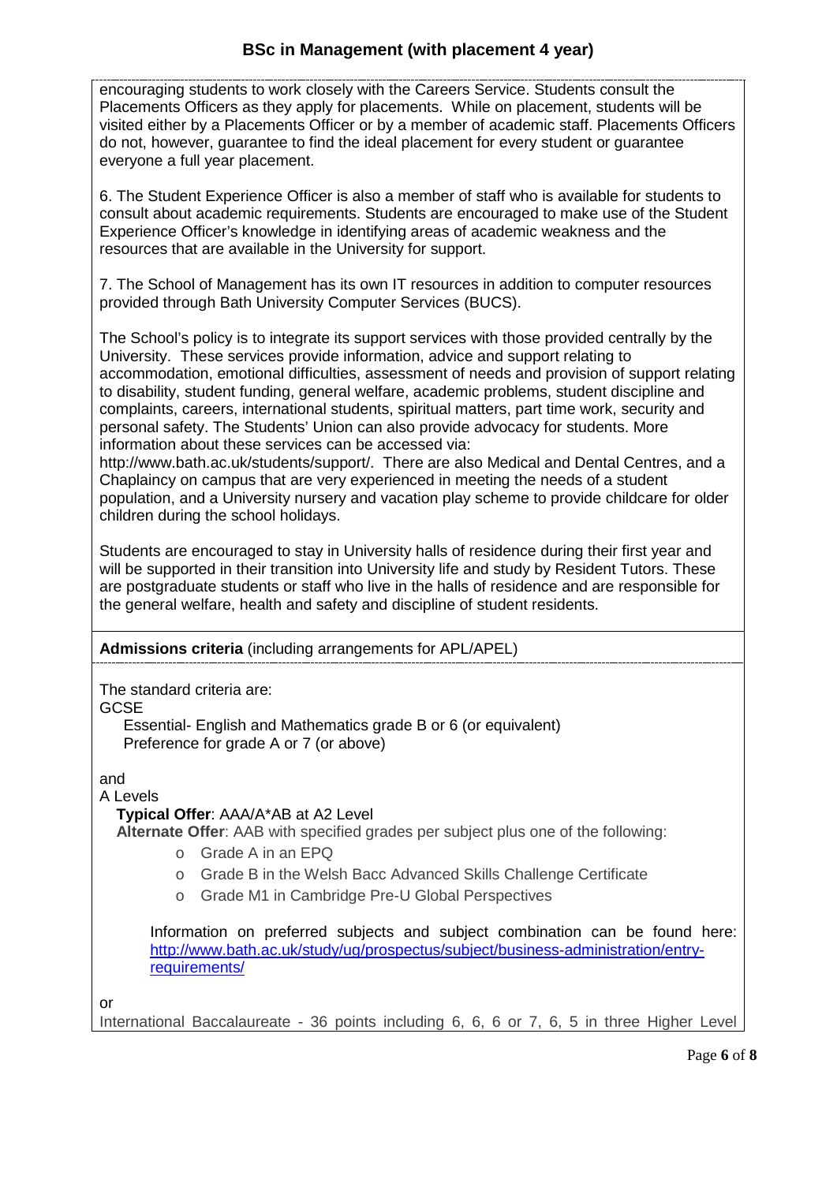encouraging students to work closely with the Careers Service. Students consult the Placements Officers as they apply for placements. While on placement, students will be visited either by a Placements Officer or by a member of academic staff. Placements Officers do not, however, guarantee to find the ideal placement for every student or guarantee everyone a full year placement.

6. The Student Experience Officer is also a member of staff who is available for students to consult about academic requirements. Students are encouraged to make use of the Student Experience Officer's knowledge in identifying areas of academic weakness and the resources that are available in the University for support.

7. The School of Management has its own IT resources in addition to computer resources provided through Bath University Computer Services (BUCS).

The School's policy is to integrate its support services with those provided centrally by the University. These services provide information, advice and support relating to accommodation, emotional difficulties, assessment of needs and provision of support relating to disability, student funding, general welfare, academic problems, student discipline and complaints, careers, international students, spiritual matters, part time work, security and personal safety. The Students' Union can also provide advocacy for students. More information about these services can be accessed via: http://www.bath.ac.uk/students/support/. There are also Medical and Dental Centres, and a Chaplaincy on campus that are very experienced in meeting the needs of a student population, and a University nursery and vacation play scheme to provide childcare for older children during the school holidays.

Students are encouraged to stay in University halls of residence during their first year and will be supported in their transition into University life and study by Resident Tutors. These are postgraduate students or staff who live in the halls of residence and are responsible for the general welfare, health and safety and discipline of student residents.

**Admissions criteria** (including arrangements for APL/APEL)

The standard criteria are:

GCSE

Essential- English and Mathematics grade B or 6 (or equivalent)
Preference for grade A or 7 (or above)

and

A Levels

**Typical Offer**: AAA/A*AB at A2 Level

**Alternate Offer**: AAB with specified grades per subject plus one of the following:

- Grade A in an EPQ
- Grade B in the Welsh Bacc Advanced Skills Challenge Certificate
- Grade M1 in Cambridge Pre-U Global Perspectives

Information on preferred subjects and subject combination can be found here: [http://www.bath.ac.uk/study/ug/prospectus/subject/business-administration/entry-requirements/](http://www.bath.ac.uk/study/ug/prospectus/subject/business-administration/entry-requirements/)

or

International Baccalaureate - 36 points including 6, 6, 6 or 7, 6, 5 in three Higher Level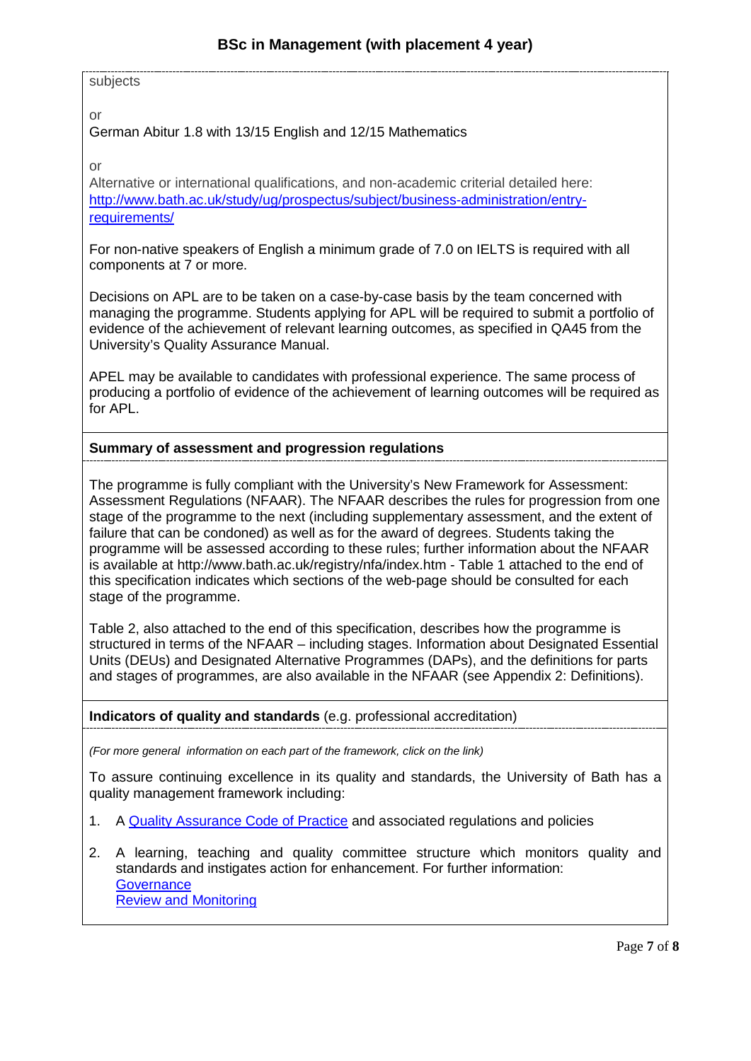subjects

or

German Abitur 1.8 with 13/15 English and 12/15 Mathematics

or

Alternative or international qualifications, and non-academic criterial detailed here: [http://www.bath.ac.uk/study/ug/prospectus/subject/business-administration/entry-requirements/](http://www.bath.ac.uk/study/ug/prospectus/subject/business-administration/entry-requirements/)

For non-native speakers of English a minimum grade of 7.0 on IELTS is required with all components at 7 or more.

Decisions on APL are to be taken on a case-by-case basis by the team concerned with managing the programme. Students applying for APL will be required to submit a portfolio of evidence of the achievement of relevant learning outcomes, as specified in QA45 from the University's Quality Assurance Manual.

APEL may be available to candidates with professional experience. The same process of producing a portfolio of evidence of the achievement of learning outcomes will be required as for APL.

**Summary of assessment and progression regulations**

The programme is fully compliant with the University's New Framework for Assessment: Assessment Regulations (NFAAR). The NFAAR describes the rules for progression from one stage of the programme to the next (including supplementary assessment, and the extent of failure that can be condoned) as well as for the award of degrees. Students taking the programme will be assessed according to these rules; further information about the NFAAR is available at http://www.bath.ac.uk/registry/nfa/index.htm - Table 1 attached to the end of this specification indicates which sections of the web-page should be consulted for each stage of the programme.

Table 2, also attached to the end of this specification, describes how the programme is structured in terms of the NFAAR – including stages. Information about Designated Essential Units (DEUs) and Designated Alternative Programmes (DAPs), and the definitions for parts and stages of programmes, are also available in the NFAAR (see Appendix 2: Definitions).

**Indicators of quality and standards** (e.g. professional accreditation)

*(For more general information on each part of the framework, click on the link)*

To assure continuing excellence in its quality and standards, the University of Bath has a quality management framework including:

1. A Quality Assurance Code of Practice and associated regulations and policies
2. A learning, teaching and quality committee structure which monitors quality and standards and instigates action for enhancement. For further information:
   Governance
   Review and Monitoring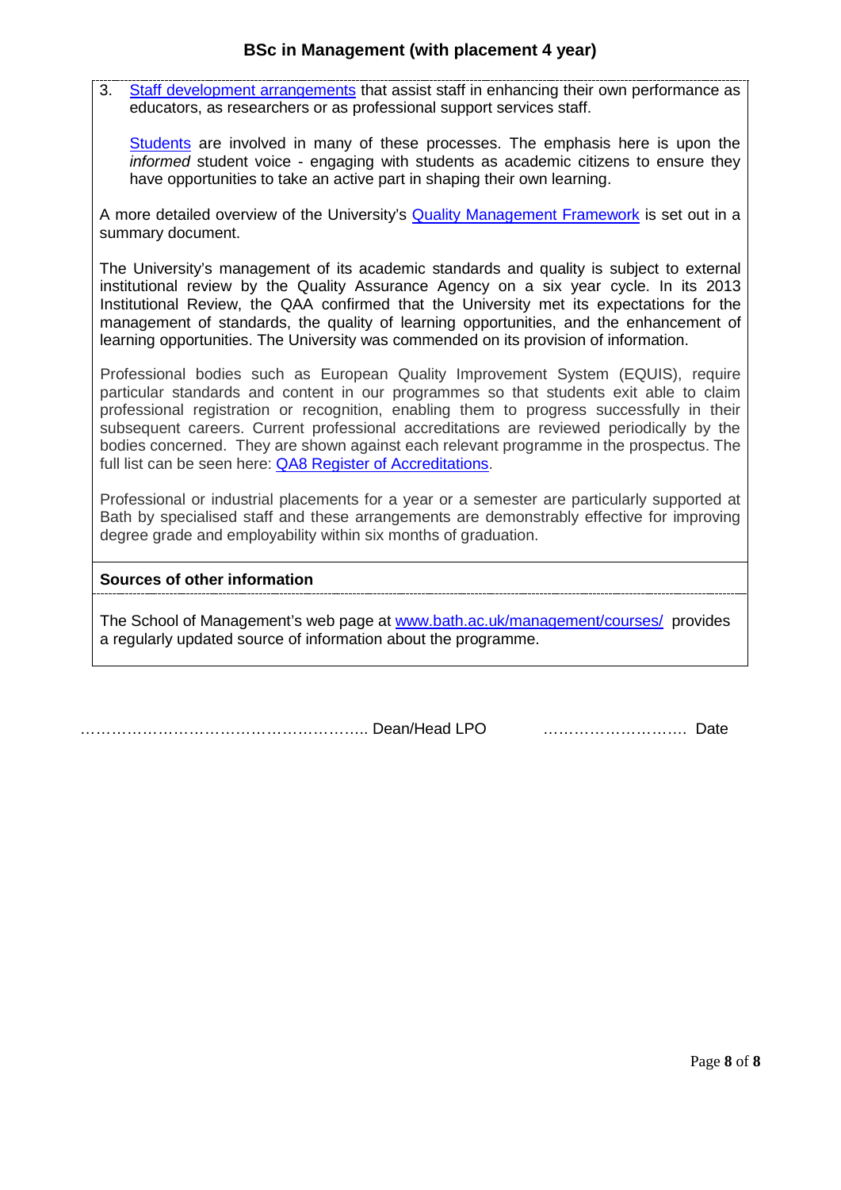3. Staff development arrangements that assist staff in enhancing their own performance as educators, as researchers or as professional support services staff.

   Students are involved in many of these processes. The emphasis here is upon the *informed* student voice - engaging with students as academic citizens to ensure they have opportunities to take an active part in shaping their own learning.

A more detailed overview of the University's Quality Management Framework is set out in a summary document.

The University's management of its academic standards and quality is subject to external institutional review by the Quality Assurance Agency on a six year cycle. In its 2013 Institutional Review, the QAA confirmed that the University met its expectations for the management of standards, the quality of learning opportunities, and the enhancement of learning opportunities. The University was commended on its provision of information.

Professional bodies such as European Quality Improvement System (EQUIS), require particular standards and content in our programmes so that students exit able to claim professional registration or recognition, enabling them to progress successfully in their subsequent careers. Current professional accreditations are reviewed periodically by the bodies concerned. They are shown against each relevant programme in the prospectus. The full list can be seen here: QA8 Register of Accreditations.

Professional or industrial placements for a year or a semester are particularly supported at Bath by specialised staff and these arrangements are demonstrably effective for improving degree grade and employability within six months of graduation.

**Sources of other information**

The School of Management's web page at www.bath.ac.uk/management/courses/ provides a regularly updated source of information about the programme.

……………………………………………….. Dean/Head LPO ………………………. Date